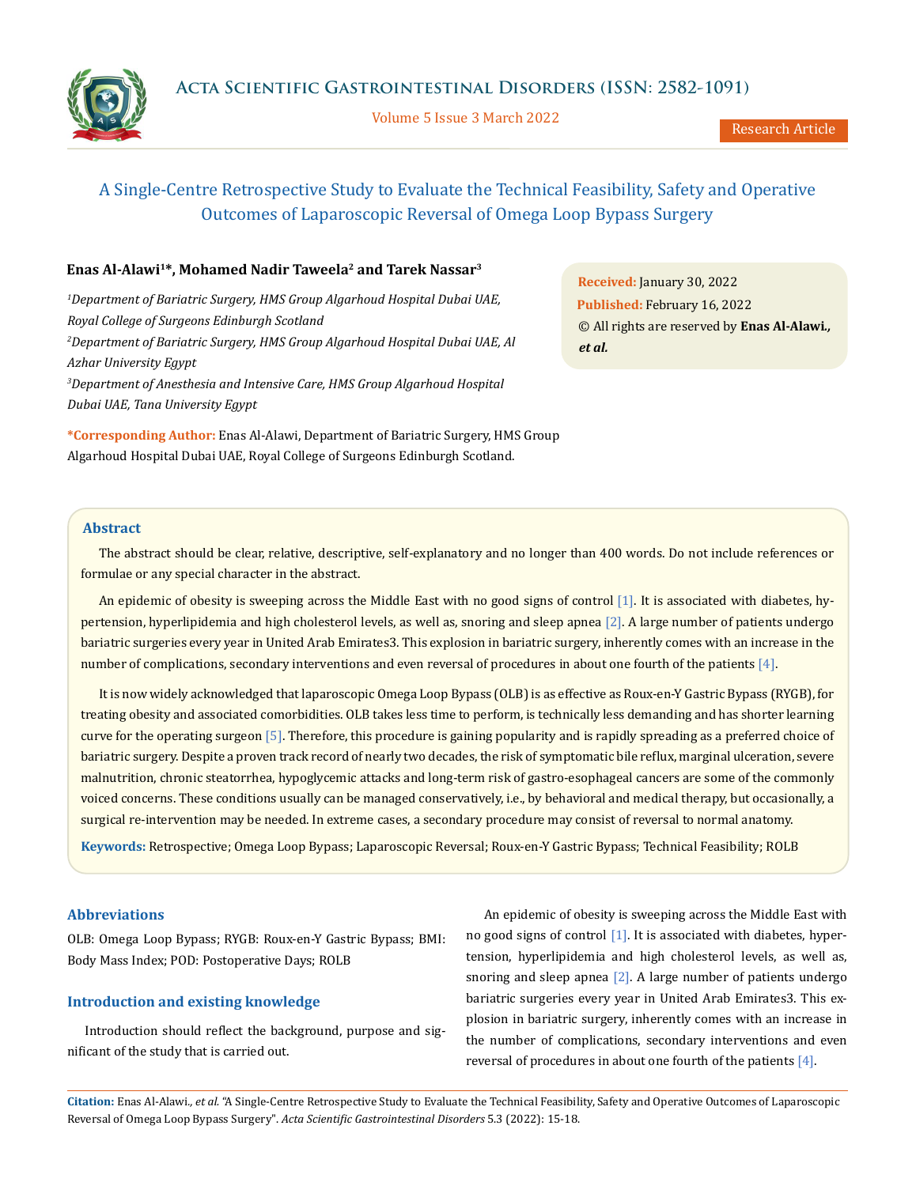# A Single-Centre Retrospective Study to Evaluate the Technical Feasibility, Safety and Operative Outcomes of Laparoscopic Reversal of Omega Loop Bypass Surgery

**Enas Al-Alawi[1]\*, Mohamed Nadir Taweela[2] and Tarek Nassar[3]**

*[1]Department of Bariatric Surgery, HMS Group Algarhoud Hospital Dubai UAE, Royal College of Surgeons Edinburgh Scotland*

*[2]Department of Bariatric Surgery, HMS Group Algarhoud Hospital Dubai UAE, Al Azhar University Egypt*

*[3]Department of Anesthesia and Intensive Care, HMS Group Algarhoud Hospital Dubai UAE, Tana University Egypt*

**\*Corresponding Author:** Enas Al-Alawi, Department of Bariatric Surgery, HMS Group Algarhoud Hospital Dubai UAE, Royal College of Surgeons Edinburgh Scotland.

**Received:** January 30, 2022
**Published:** February 16, 2022
© All rights are reserved by **Enas Al-Alawi., *et al.***

## Abstract

The abstract should be clear, relative, descriptive, self-explanatory and no longer than 400 words. Do not include references or formulae or any special character in the abstract.

An epidemic of obesity is sweeping across the Middle East with no good signs of control [1]. It is associated with diabetes, hypertension, hyperlipidemia and high cholesterol levels, as well as, snoring and sleep apnea [2]. A large number of patients undergo bariatric surgeries every year in United Arab Emirates3. This explosion in bariatric surgery, inherently comes with an increase in the number of complications, secondary interventions and even reversal of procedures in about one fourth of the patients [4].

It is now widely acknowledged that laparoscopic Omega Loop Bypass (OLB) is as effective as Roux-en-Y Gastric Bypass (RYGB), for treating obesity and associated comorbidities. OLB takes less time to perform, is technically less demanding and has shorter learning curve for the operating surgeon [5]. Therefore, this procedure is gaining popularity and is rapidly spreading as a preferred choice of bariatric surgery. Despite a proven track record of nearly two decades, the risk of symptomatic bile reflux, marginal ulceration, severe malnutrition, chronic steatorrhea, hypoglycemic attacks and long-term risk of gastro-esophageal cancers are some of the commonly voiced concerns. These conditions usually can be managed conservatively, i.e., by behavioral and medical therapy, but occasionally, a surgical re-intervention may be needed. In extreme cases, a secondary procedure may consist of reversal to normal anatomy.

**Keywords:** Retrospective; Omega Loop Bypass; Laparoscopic Reversal; Roux-en-Y Gastric Bypass; Technical Feasibility; ROLB

## Abbreviations

OLB: Omega Loop Bypass; RYGB: Roux-en-Y Gastric Bypass; BMI: Body Mass Index; POD: Postoperative Days; ROLB

## Introduction and existing knowledge

Introduction should reflect the background, purpose and significant of the study that is carried out.

An epidemic of obesity is sweeping across the Middle East with no good signs of control [1]. It is associated with diabetes, hypertension, hyperlipidemia and high cholesterol levels, as well as, snoring and sleep apnea [2]. A large number of patients undergo bariatric surgeries every year in United Arab Emirates3. This explosion in bariatric surgery, inherently comes with an increase in the number of complications, secondary interventions and even reversal of procedures in about one fourth of the patients [4].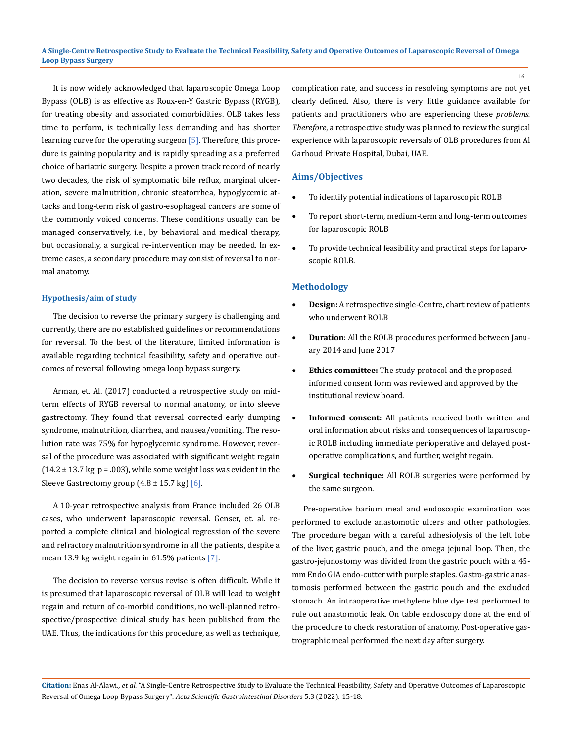It is now widely acknowledged that laparoscopic Omega Loop Bypass (OLB) is as effective as Roux-en-Y Gastric Bypass (RYGB), for treating obesity and associated comorbidities. OLB takes less time to perform, is technically less demanding and has shorter learning curve for the operating surgeon [5]. Therefore, this procedure is gaining popularity and is rapidly spreading as a preferred choice of bariatric surgery. Despite a proven track record of nearly two decades, the risk of symptomatic bile reflux, marginal ulceration, severe malnutrition, chronic steatorrhea, hypoglycemic attacks and long-term risk of gastro-esophageal cancers are some of the commonly voiced concerns. These conditions usually can be managed conservatively, i.e., by behavioral and medical therapy, but occasionally, a surgical re-intervention may be needed. In extreme cases, a secondary procedure may consist of reversal to normal anatomy.

### Hypothesis/aim of study

The decision to reverse the primary surgery is challenging and currently, there are no established guidelines or recommendations for reversal. To the best of the literature, limited information is available regarding technical feasibility, safety and operative outcomes of reversal following omega loop bypass surgery.

Arman, et. Al. (2017) conducted a retrospective study on mid-term effects of RYGB reversal to normal anatomy, or into sleeve gastrectomy. They found that reversal corrected early dumping syndrome, malnutrition, diarrhea, and nausea/vomiting. The resolution rate was 75% for hypoglycemic syndrome. However, reversal of the procedure was associated with significant weight regain ($14.2 \pm 13.7$ kg, $p = .003$), while some weight loss was evident in the Sleeve Gastrectomy group ($4.8 \pm 15.7$ kg) [6].

A 10-year retrospective analysis from France included 26 OLB cases, who underwent laparoscopic reversal. Genser, et. al. reported a complete clinical and biological regression of the severe and refractory malnutrition syndrome in all the patients, despite a mean 13.9 kg weight regain in 61.5% patients [7].

The decision to reverse versus revise is often difficult. While it is presumed that laparoscopic reversal of OLB will lead to weight regain and return of co-morbid conditions, no well-planned retrospective/prospective clinical study has been published from the UAE. Thus, the indications for this procedure, as well as technique, complication rate, and success in resolving symptoms are not yet clearly defined. Also, there is very little guidance available for patients and practitioners who are experiencing these *problems. Therefore*, a retrospective study was planned to review the surgical experience with laparoscopic reversals of OLB procedures from Al Garhoud Private Hospital, Dubai, UAE.

## Aims/Objectives

- To identify potential indications of laparoscopic ROLB
- To report short-term, medium-term and long-term outcomes for laparoscopic ROLB
- To provide technical feasibility and practical steps for laparoscopic ROLB.

## Methodology

- **Design:** A retrospective single-Centre, chart review of patients who underwent ROLB
- **Duration**: All the ROLB procedures performed between January 2014 and June 2017
- **Ethics committee:** The study protocol and the proposed informed consent form was reviewed and approved by the institutional review board.
- **Informed consent:** All patients received both written and oral information about risks and consequences of laparoscopic ROLB including immediate perioperative and delayed post-operative complications, and further, weight regain.
- **Surgical technique:** All ROLB surgeries were performed by the same surgeon.

Pre-operative barium meal and endoscopic examination was performed to exclude anastomotic ulcers and other pathologies. The procedure began with a careful adhesiolysis of the left lobe of the liver, gastric pouch, and the omega jejunal loop. Then, the gastro-jejunostomy was divided from the gastric pouch with a 45-mm Endo GIA endo-cutter with purple staples. Gastro-gastric anastomosis performed between the gastric pouch and the excluded stomach. An intraoperative methylene blue dye test performed to rule out anastomotic leak. On table endoscopy done at the end of the procedure to check restoration of anatomy. Post-operative gastrographic meal performed the next day after surgery.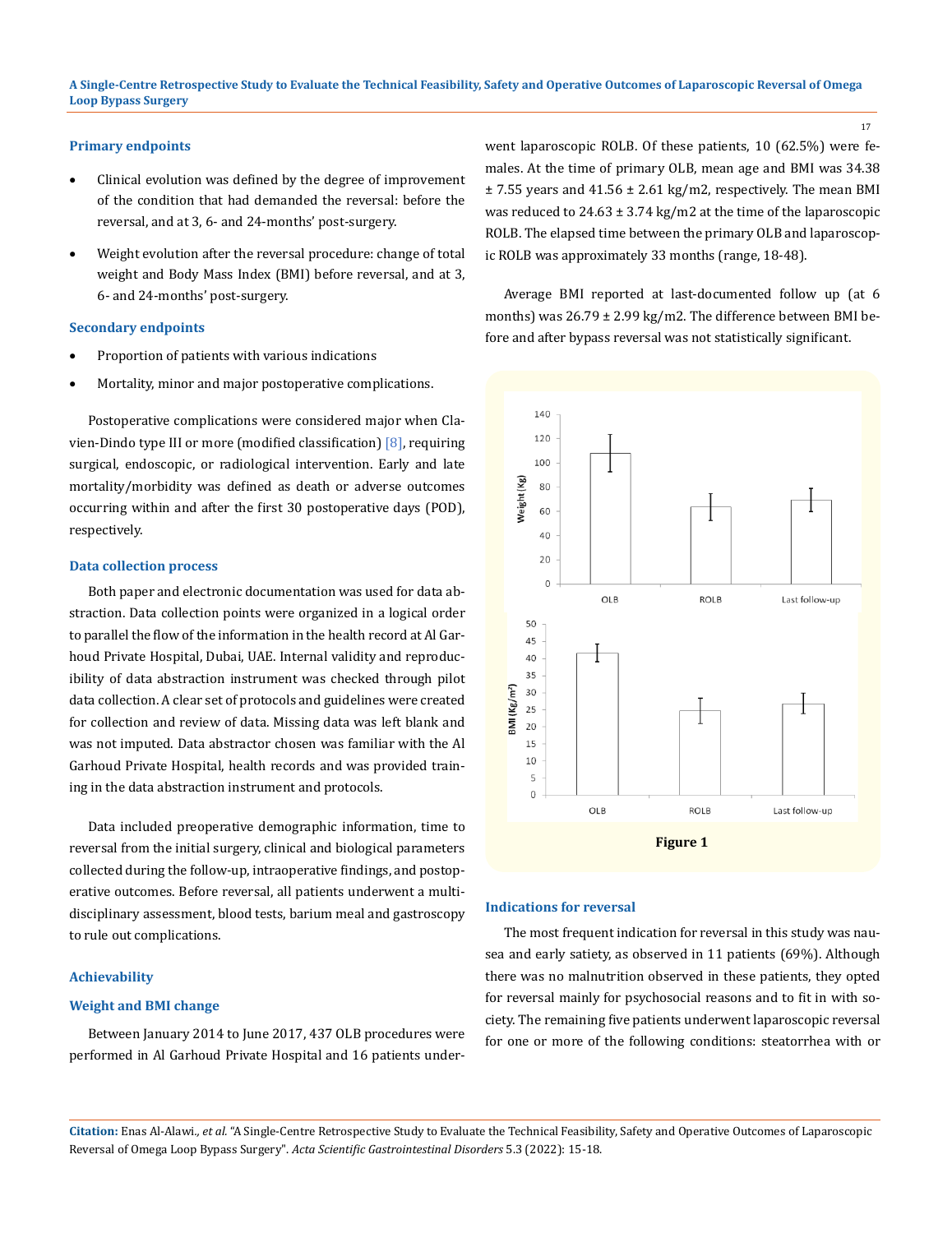### Primary endpoints

- Clinical evolution was defined by the degree of improvement of the condition that had demanded the reversal: before the reversal, and at 3, 6- and 24-months' post-surgery.
- Weight evolution after the reversal procedure: change of total weight and Body Mass Index (BMI) before reversal, and at 3, 6- and 24-months' post-surgery.

### Secondary endpoints

- Proportion of patients with various indications
- Mortality, minor and major postoperative complications.

Postoperative complications were considered major when Clavien-Dindo type III or more (modified classification) [8], requiring surgical, endoscopic, or radiological intervention. Early and late mortality/morbidity was defined as death or adverse outcomes occurring within and after the first 30 postoperative days (POD), respectively.

### Data collection process

Both paper and electronic documentation was used for data abstraction. Data collection points were organized in a logical order to parallel the flow of the information in the health record at Al Garhoud Private Hospital, Dubai, UAE. Internal validity and reproducibility of data abstraction instrument was checked through pilot data collection. A clear set of protocols and guidelines were created for collection and review of data. Missing data was left blank and was not imputed. Data abstractor chosen was familiar with the Al Garhoud Private Hospital, health records and was provided training in the data abstraction instrument and protocols.

Data included preoperative demographic information, time to reversal from the initial surgery, clinical and biological parameters collected during the follow-up, intraoperative findings, and postoperative outcomes. Before reversal, all patients underwent a multidisciplinary assessment, blood tests, barium meal and gastroscopy to rule out complications.

### Achievability

### Weight and BMI change

Between January 2014 to June 2017, 437 OLB procedures were performed in Al Garhoud Private Hospital and 16 patients underwent laparoscopic ROLB. Of these patients, 10 (62.5%) were females. At the time of primary OLB, mean age and BMI was 34.38 ± 7.55 years and 41.56 ± 2.61 kg/m2, respectively. The mean BMI was reduced to 24.63 ± 3.74 kg/m2 at the time of the laparoscopic ROLB. The elapsed time between the primary OLB and laparoscopic ROLB was approximately 33 months (range, 18-48).

Average BMI reported at last-documented follow up (at 6 months) was 26.79 ± 2.99 kg/m2. The difference between BMI before and after bypass reversal was not statistically significant.

**Figure 1**

### Indications for reversal

The most frequent indication for reversal in this study was nausea and early satiety, as observed in 11 patients (69%). Although there was no malnutrition observed in these patients, they opted for reversal mainly for psychosocial reasons and to fit in with society. The remaining five patients underwent laparoscopic reversal for one or more of the following conditions: steatorrhea with or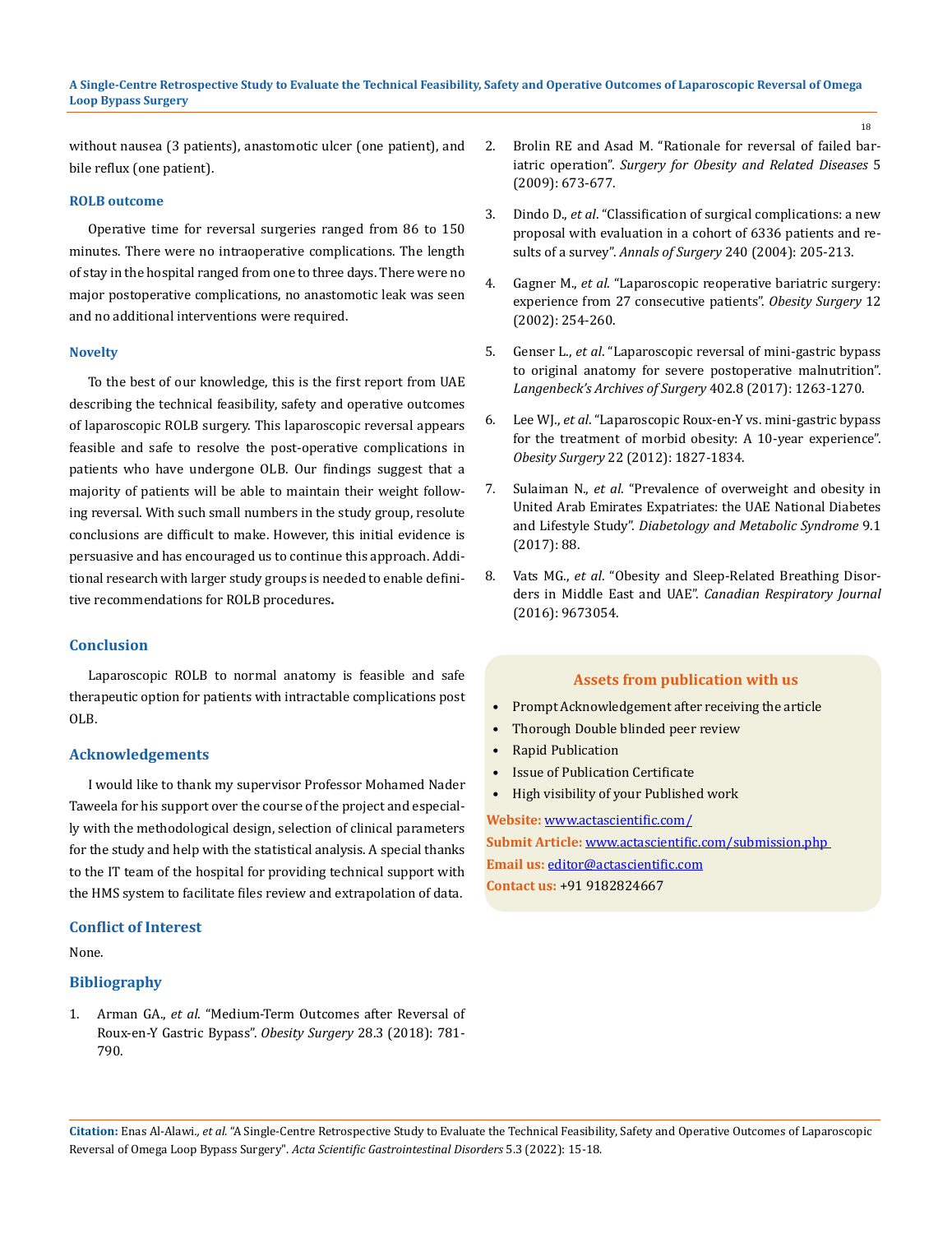without nausea (3 patients), anastomotic ulcer (one patient), and bile reflux (one patient).

### ROLB outcome

Operative time for reversal surgeries ranged from 86 to 150 minutes. There were no intraoperative complications. The length of stay in the hospital ranged from one to three days. There were no major postoperative complications, no anastomotic leak was seen and no additional interventions were required.

### Novelty

To the best of our knowledge, this is the first report from UAE describing the technical feasibility, safety and operative outcomes of laparoscopic ROLB surgery. This laparoscopic reversal appears feasible and safe to resolve the post-operative complications in patients who have undergone OLB. Our findings suggest that a majority of patients will be able to maintain their weight following reversal. With such small numbers in the study group, resolute conclusions are difficult to make. However, this initial evidence is persuasive and has encouraged us to continue this approach. Additional research with larger study groups is needed to enable definitive recommendations for ROLB procedures**.**

## Conclusion

Laparoscopic ROLB to normal anatomy is feasible and safe therapeutic option for patients with intractable complications post OLB.

## Acknowledgements

I would like to thank my supervisor Professor Mohamed Nader Taweela for his support over the course of the project and especially with the methodological design, selection of clinical parameters for the study and help with the statistical analysis. A special thanks to the IT team of the hospital for providing technical support with the HMS system to facilitate files review and extrapolation of data.

## Conflict of Interest

None.

## Bibliography

1. Arman GA., *et al*. "Medium-Term Outcomes after Reversal of Roux-en-Y Gastric Bypass". *Obesity Surgery* 28.3 (2018): 781-790.
2. Brolin RE and Asad M. "Rationale for reversal of failed bariatric operation". *Surgery for Obesity and Related Diseases* 5 (2009): 673-677.
3. Dindo D., *et al*. "Classification of surgical complications: a new proposal with evaluation in a cohort of 6336 patients and results of a survey". *Annals of Surgery* 240 (2004): 205-213.
4. Gagner M., *et al*. "Laparoscopic reoperative bariatric surgery: experience from 27 consecutive patients". *Obesity Surgery* 12 (2002): 254-260.
5. Genser L., *et al*. "Laparoscopic reversal of mini-gastric bypass to original anatomy for severe postoperative malnutrition". *Langenbeck's Archives of Surgery* 402.8 (2017): 1263-1270.
6. Lee WJ., *et al*. "Laparoscopic Roux-en-Y vs. mini-gastric bypass for the treatment of morbid obesity: A 10-year experience". *Obesity Surgery* 22 (2012): 1827-1834.
7. Sulaiman N., *et al*. "Prevalence of overweight and obesity in United Arab Emirates Expatriates: the UAE National Diabetes and Lifestyle Study". *Diabetology and Metabolic Syndrome* 9.1 (2017): 88.
8. Vats MG., *et al*. "Obesity and Sleep-Related Breathing Disorders in Middle East and UAE". *Canadian Respiratory Journal* (2016): 9673054.

**Assets from publication with us**

- Prompt Acknowledgement after receiving the article
- Thorough Double blinded peer review
- Rapid Publication
- Issue of Publication Certificate
- High visibility of your Published work

**Website:** www.actascientific.com/
**Submit Article:** www.actascientific.com/submission.php
**Email us:** editor@actascientific.com
**Contact us:** +91 9182824667